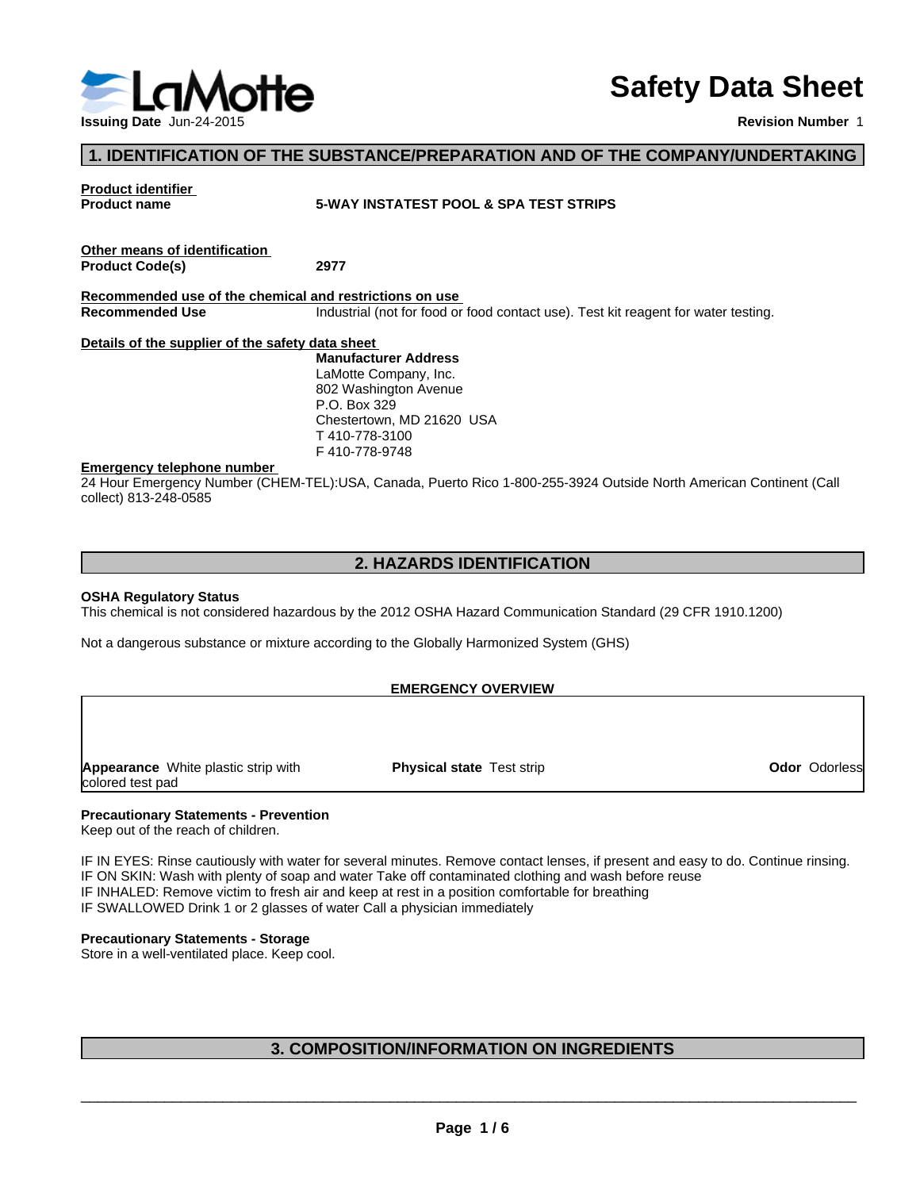# Safety Data Sheet

**Issuing Date** Jun-24-2015

**Revision Number** 1

## 1. IDENTIFICATION OF THE SUBSTANCE/PREPARATION AND OF THE COMPANY/UNDERTAKING

**Product identifier**

**Product name** 5-WAY INSTATEST POOL & SPA TEST STRIPS

**Other means of identification**

**Product Code(s)** 2977

**Recommended use of the chemical and restrictions on use**

**Recommended Use** Industrial (not for food or food contact use). Test kit reagent for water testing.

**Details of the supplier of the safety data sheet**

**Manufacturer Address**
LaMotte Company, Inc.
802 Washington Avenue
P.O. Box 329
Chestertown, MD 21620 USA
T 410-778-3100
F 410-778-9748

**Emergency telephone number**

24 Hour Emergency Number (CHEM-TEL):USA, Canada, Puerto Rico 1-800-255-3924 Outside North American Continent (Call collect) 813-248-0585

## 2. HAZARDS IDENTIFICATION

**OSHA Regulatory Status**

This chemical is not considered hazardous by the 2012 OSHA Hazard Communication Standard (29 CFR 1910.1200)

Not a dangerous substance or mixture according to the Globally Harmonized System (GHS)

**EMERGENCY OVERVIEW**

| **Appearance** White plastic strip with colored test pad | **Physical state** Test strip | **Odor** Odorless |
|---|---|---|

**Precautionary Statements - Prevention**

Keep out of the reach of children.

IF IN EYES: Rinse cautiously with water for several minutes. Remove contact lenses, if present and easy to do. Continue rinsing.
IF ON SKIN: Wash with plenty of soap and water Take off contaminated clothing and wash before reuse
IF INHALED: Remove victim to fresh air and keep at rest in a position comfortable for breathing
IF SWALLOWED Drink 1 or 2 glasses of water Call a physician immediately

**Precautionary Statements - Storage**

Store in a well-ventilated place. Keep cool.

## 3. COMPOSITION/INFORMATION ON INGREDIENTS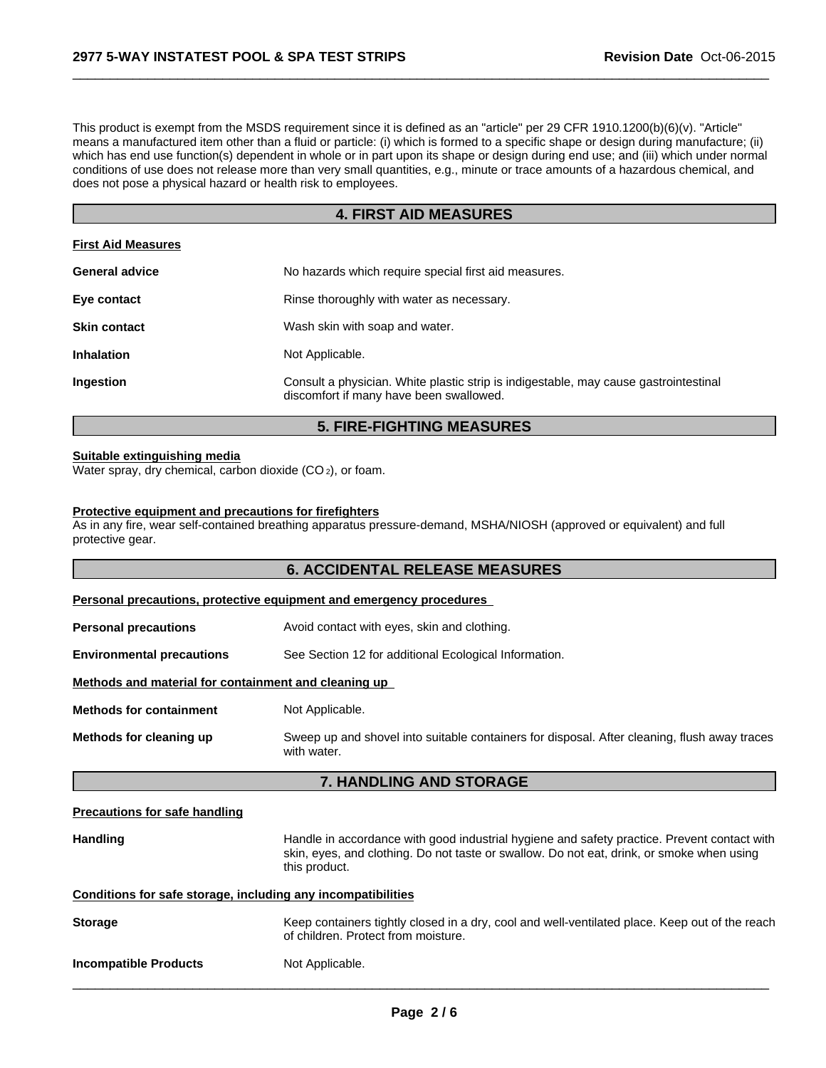This product is exempt from the MSDS requirement since it is defined as an "article" per 29 CFR 1910.1200(b)(6)(v). "Article" means a manufactured item other than a fluid or particle: (i) which is formed to a specific shape or design during manufacture; (ii) which has end use function(s) dependent in whole or in part upon its shape or design during end use; and (iii) which under normal conditions of use does not release more than very small quantities, e.g., minute or trace amounts of a hazardous chemical, and does not pose a physical hazard or health risk to employees.

## 4. FIRST AID MEASURES

**First Aid Measures**

**General advice** No hazards which require special first aid measures.

**Eye contact** Rinse thoroughly with water as necessary.

**Skin contact** Wash skin with soap and water.

**Inhalation** Not Applicable.

**Ingestion** Consult a physician. White plastic strip is indigestable, may cause gastrointestinal discomfort if many have been swallowed.

## 5. FIRE-FIGHTING MEASURES

**Suitable extinguishing media**

Water spray, dry chemical, carbon dioxide ($CO_2$), or foam.

**Protective equipment and precautions for firefighters**

As in any fire, wear self-contained breathing apparatus pressure-demand, MSHA/NIOSH (approved or equivalent) and full protective gear.

## 6. ACCIDENTAL RELEASE MEASURES

**Personal precautions, protective equipment and emergency procedures**

**Personal precautions** Avoid contact with eyes, skin and clothing.

**Environmental precautions** See Section 12 for additional Ecological Information.

**Methods and material for containment and cleaning up**

**Methods for containment** Not Applicable.

**Methods for cleaning up** Sweep up and shovel into suitable containers for disposal. After cleaning, flush away traces with water.

## 7. HANDLING AND STORAGE

**Precautions for safe handling**

**Handling** Handle in accordance with good industrial hygiene and safety practice. Prevent contact with skin, eyes, and clothing. Do not taste or swallow. Do not eat, drink, or smoke when using this product.

**Conditions for safe storage, including any incompatibilities**

**Storage** Keep containers tightly closed in a dry, cool and well-ventilated place. Keep out of the reach of children. Protect from moisture.

**Incompatible Products** Not Applicable.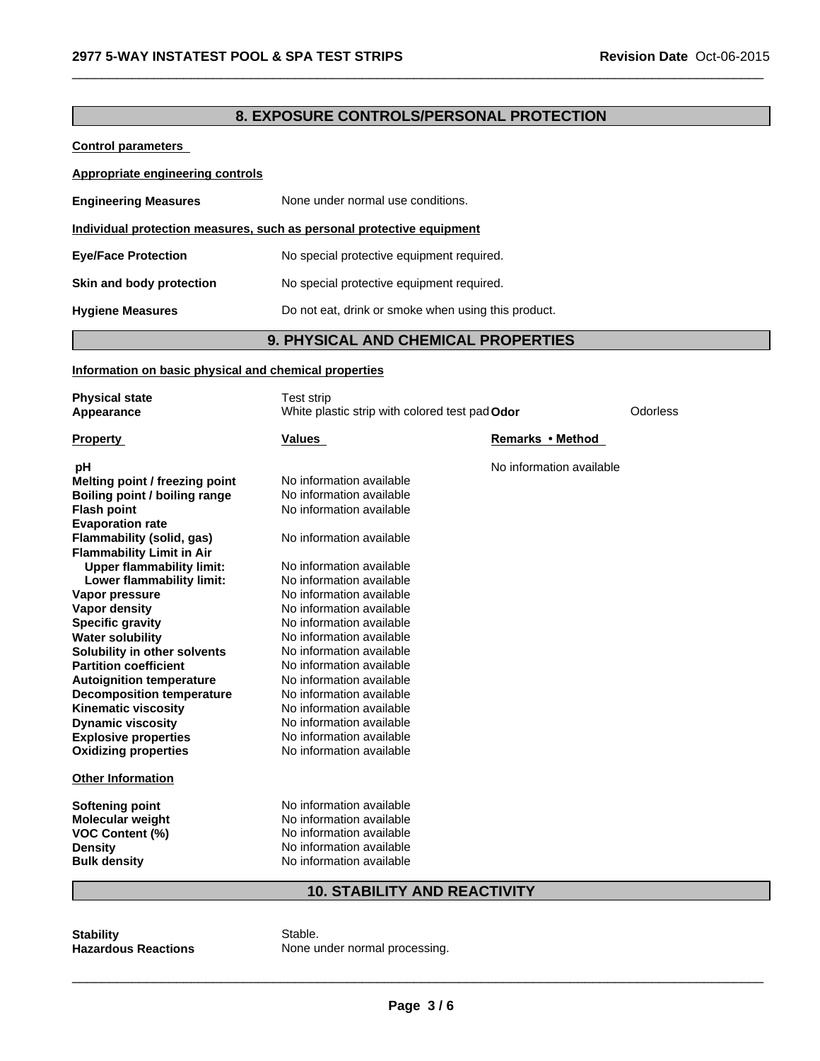## 8. EXPOSURE CONTROLS/PERSONAL PROTECTION

**Control parameters**

**Appropriate engineering controls**

**Engineering Measures** None under normal use conditions.

**Individual protection measures, such as personal protective equipment**

**Eye/Face Protection** No special protective equipment required.

**Skin and body protection** No special protective equipment required.

**Hygiene Measures** Do not eat, drink or smoke when using this product.

## 9. PHYSICAL AND CHEMICAL PROPERTIES

**Information on basic physical and chemical properties**

**Physical state** Test strip

**Appearance** White plastic strip with colored test pad **Odor** Odorless

| Property | Values | Remarks • Method |
|---|---|---|
| **pH** | | No information available |
| **Melting point / freezing point** | No information available | |
| **Boiling point / boiling range** | No information available | |
| **Flash point** | No information available | |
| **Evaporation rate** | | |
| **Flammability (solid, gas)** | No information available | |
| **Flammability Limit in Air** | | |
| **Upper flammability limit:** | No information available | |
| **Lower flammability limit:** | No information available | |
| **Vapor pressure** | No information available | |
| **Vapor density** | No information available | |
| **Specific gravity** | No information available | |
| **Water solubility** | No information available | |
| **Solubility in other solvents** | No information available | |
| **Partition coefficient** | No information available | |
| **Autoignition temperature** | No information available | |
| **Decomposition temperature** | No information available | |
| **Kinematic viscosity** | No information available | |
| **Dynamic viscosity** | No information available | |
| **Explosive properties** | No information available | |
| **Oxidizing properties** | No information available | |

**Other Information**

| | |
|---|---|
| **Softening point** | No information available |
| **Molecular weight** | No information available |
| **VOC Content (%)** | No information available |
| **Density** | No information available |
| **Bulk density** | No information available |

## 10. STABILITY AND REACTIVITY

**Stability** Stable.

**Hazardous Reactions** None under normal processing.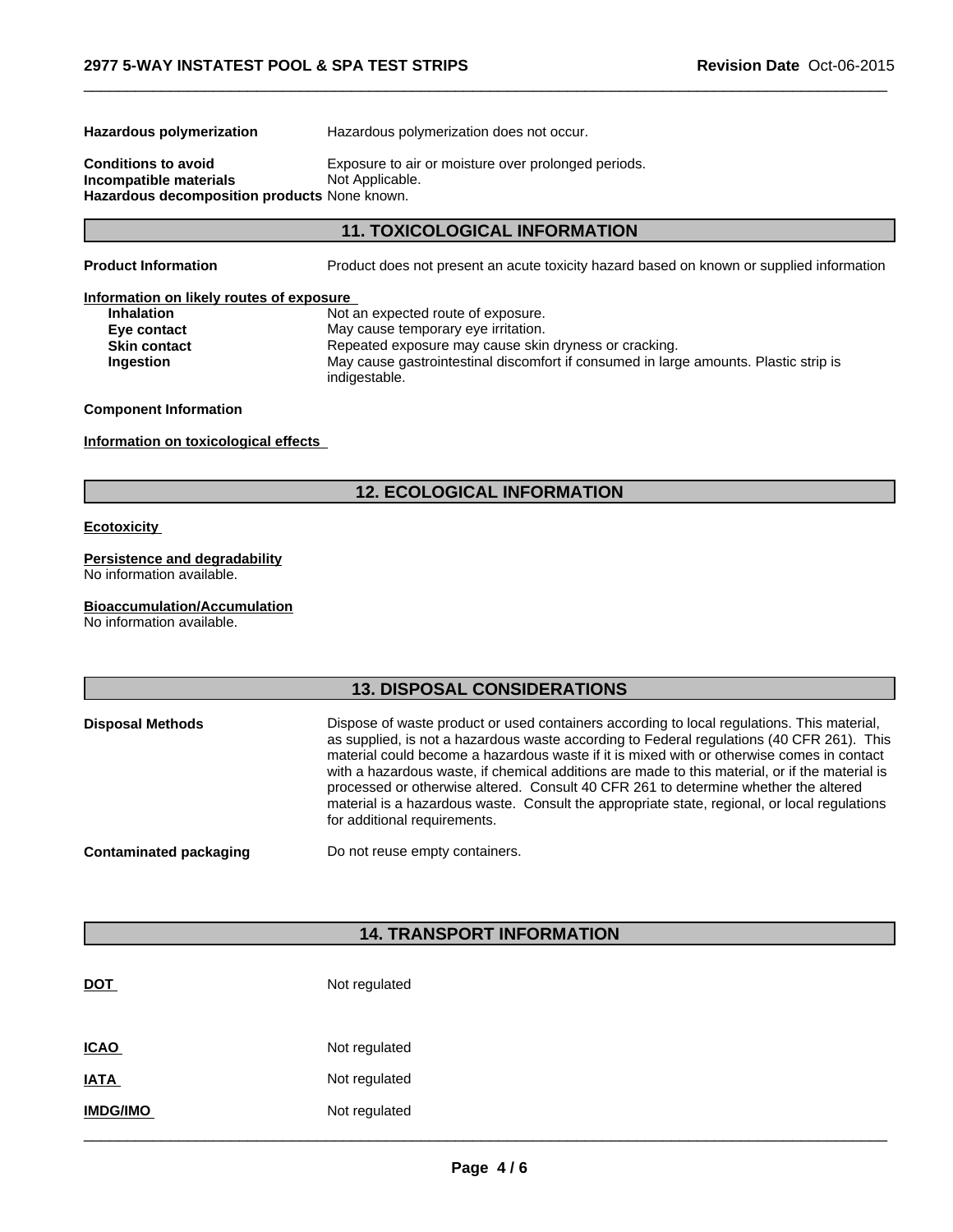**Hazardous polymerization** Hazardous polymerization does not occur.

**Conditions to avoid** Exposure to air or moisture over prolonged periods.
**Incompatible materials** Not Applicable.
**Hazardous decomposition products** None known.

## 11. TOXICOLOGICAL INFORMATION

**Product Information** Product does not present an acute toxicity hazard based on known or supplied information

**Information on likely routes of exposure**

| | |
|---|---|
| **Inhalation** | Not an expected route of exposure. |
| **Eye contact** | May cause temporary eye irritation. |
| **Skin contact** | Repeated exposure may cause skin dryness or cracking. |
| **Ingestion** | May cause gastrointestinal discomfort if consumed in large amounts. Plastic strip is indigestable. |

**Component Information**

**Information on toxicological effects**

## 12. ECOLOGICAL INFORMATION

**Ecotoxicity**

**Persistence and degradability**
No information available.

**Bioaccumulation/Accumulation**
No information available.

## 13. DISPOSAL CONSIDERATIONS

**Disposal Methods** Dispose of waste product or used containers according to local regulations. This material, as supplied, is not a hazardous waste according to Federal regulations (40 CFR 261). This material could become a hazardous waste if it is mixed with or otherwise comes in contact with a hazardous waste, if chemical additions are made to this material, or if the material is processed or otherwise altered. Consult 40 CFR 261 to determine whether the altered material is a hazardous waste. Consult the appropriate state, regional, or local regulations for additional requirements.

**Contaminated packaging** Do not reuse empty containers.

## 14. TRANSPORT INFORMATION

| | |
|---|---|
| **DOT** | Not regulated |
| **ICAO** | Not regulated |
| **IATA** | Not regulated |
| **IMDG/IMO** | Not regulated |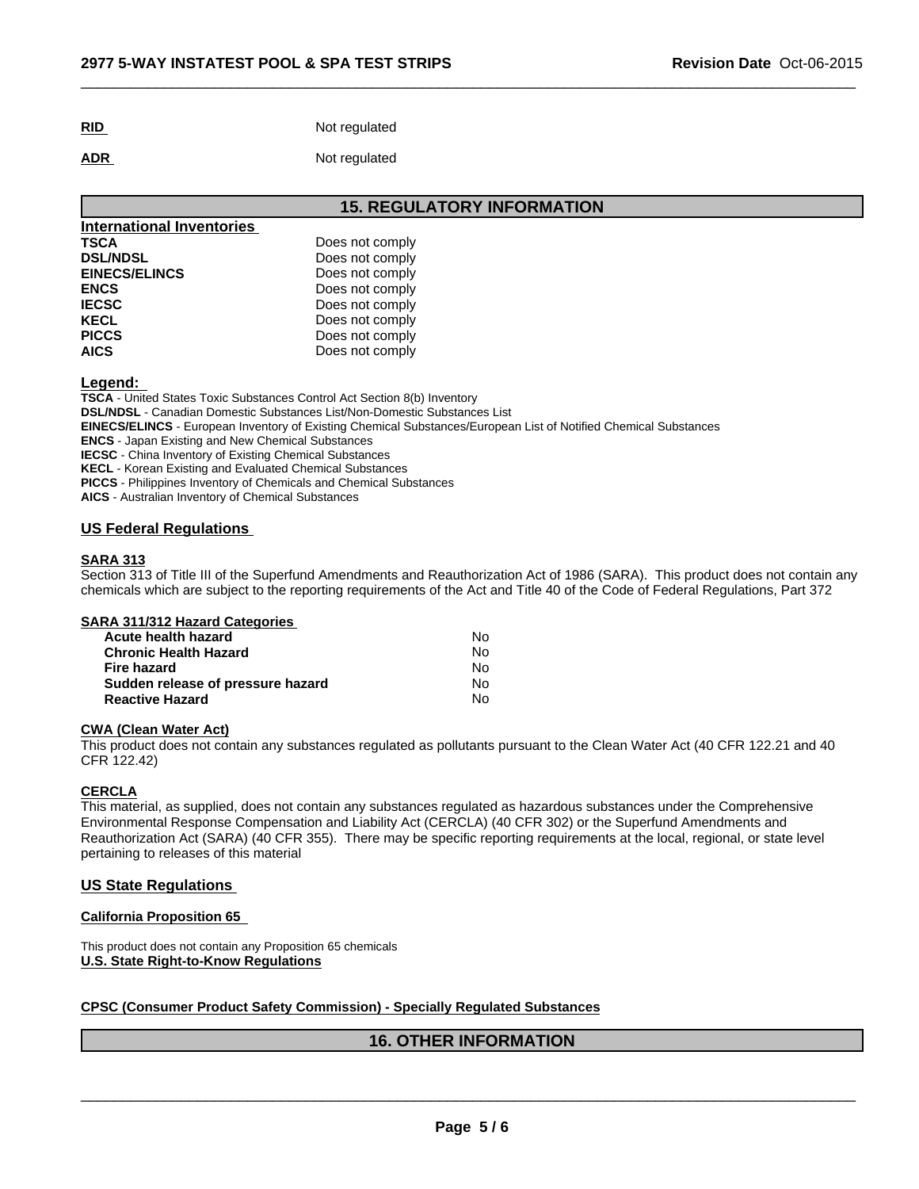**RID** Not regulated

**ADR** Not regulated

## 15. REGULATORY INFORMATION

**International Inventories**

| | |
|---|---|
| **TSCA** | Does not comply |
| **DSL/NDSL** | Does not comply |
| **EINECS/ELINCS** | Does not comply |
| **ENCS** | Does not comply |
| **IECSC** | Does not comply |
| **KECL** | Does not comply |
| **PICCS** | Does not comply |
| **AICS** | Does not comply |

**Legend:**

**TSCA** - United States Toxic Substances Control Act Section 8(b) Inventory
**DSL/NDSL** - Canadian Domestic Substances List/Non-Domestic Substances List
**EINECS/ELINCS** - European Inventory of Existing Chemical Substances/European List of Notified Chemical Substances
**ENCS** - Japan Existing and New Chemical Substances
**IECSC** - China Inventory of Existing Chemical Substances
**KECL** - Korean Existing and Evaluated Chemical Substances
**PICCS** - Philippines Inventory of Chemicals and Chemical Substances
**AICS** - Australian Inventory of Chemical Substances

### US Federal Regulations

**SARA 313**

Section 313 of Title III of the Superfund Amendments and Reauthorization Act of 1986 (SARA). This product does not contain any chemicals which are subject to the reporting requirements of the Act and Title 40 of the Code of Federal Regulations, Part 372

**SARA 311/312 Hazard Categories**

| | |
|---|---|
| **Acute health hazard** | No |
| **Chronic Health Hazard** | No |
| **Fire hazard** | No |
| **Sudden release of pressure hazard** | No |
| **Reactive Hazard** | No |

**CWA (Clean Water Act)**

This product does not contain any substances regulated as pollutants pursuant to the Clean Water Act (40 CFR 122.21 and 40 CFR 122.42)

**CERCLA**

This material, as supplied, does not contain any substances regulated as hazardous substances under the Comprehensive Environmental Response Compensation and Liability Act (CERCLA) (40 CFR 302) or the Superfund Amendments and Reauthorization Act (SARA) (40 CFR 355). There may be specific reporting requirements at the local, regional, or state level pertaining to releases of this material

### US State Regulations

**California Proposition 65**

This product does not contain any Proposition 65 chemicals

**U.S. State Right-to-Know Regulations**

**CPSC (Consumer Product Safety Commission) - Specially Regulated Substances**

## 16. OTHER INFORMATION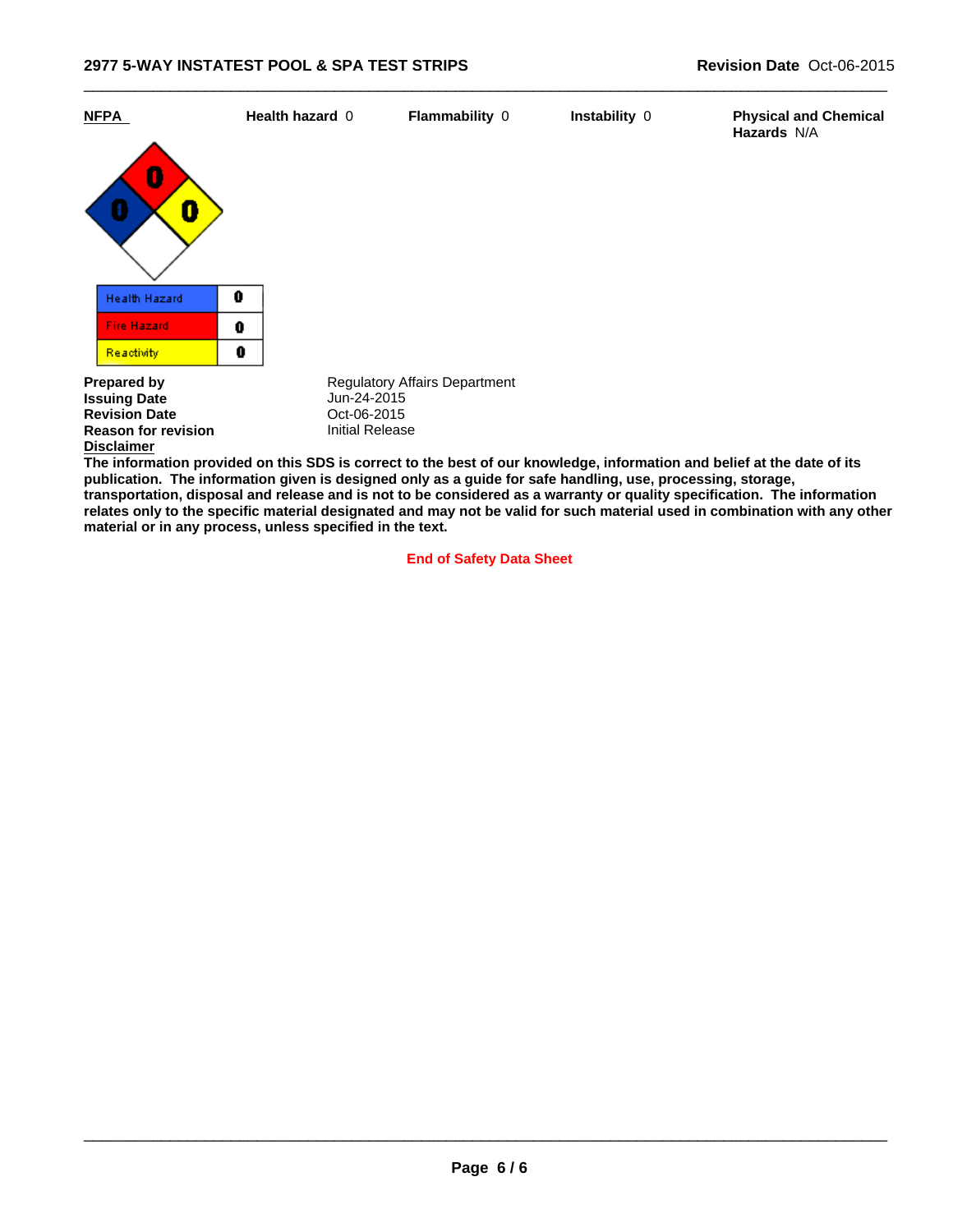**NFPA**

**Health hazard** 0 | **Flammability** 0 | **Instability** 0 | **Physical and Chemical Hazards** N/A

| | |
|---|---|
| Health Hazard | 0 |
| Fire Hazard | 0 |
| Reactivity | 0 |

| | |
|---|---|
| **Prepared by** | Regulatory Affairs Department |
| **Issuing Date** | Jun-24-2015 |
| **Revision Date** | Oct-06-2015 |
| **Reason for revision** | Initial Release |

**Disclaimer**

**The information provided on this SDS is correct to the best of our knowledge, information and belief at the date of its publication. The information given is designed only as a guide for safe handling, use, processing, storage, transportation, disposal and release and is not to be considered as a warranty or quality specification. The information relates only to the specific material designated and may not be valid for such material used in combination with any other material or in any process, unless specified in the text.**

**End of Safety Data Sheet**